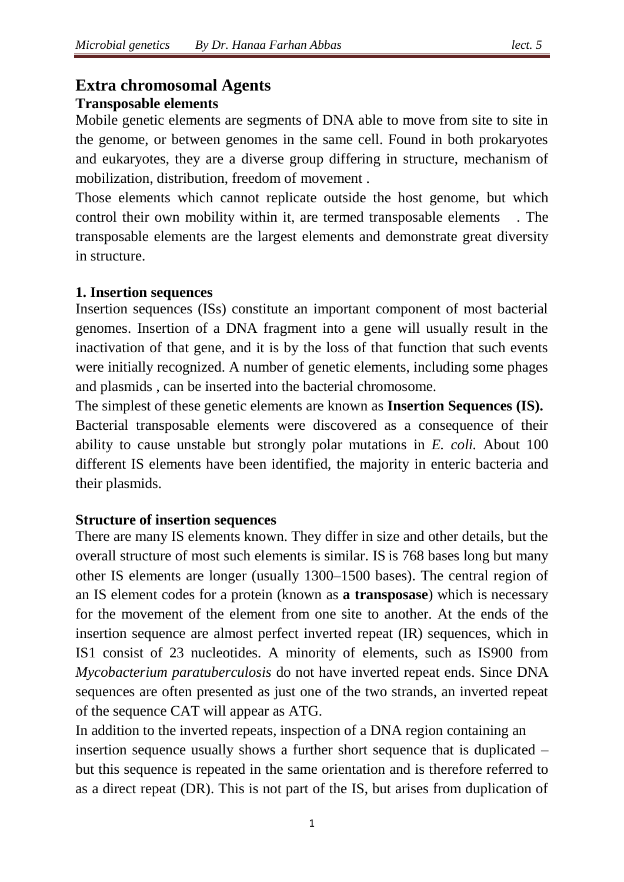## Extra chromosomal Agents

### Transposable elements

Mobile genetic elements are segments of DNA able to move from site to site in the genome, or between genomes in the same cell. Found in both prokaryotes and eukaryotes, they are a diverse group differing in structure, mechanism of mobilization, distribution, freedom of movement .

Those elements which cannot replicate outside the host genome, but which control their own mobility within it, are termed transposable elements . The transposable elements are the largest elements and demonstrate great diversity in structure.

### 1. Insertion sequences

Insertion sequences (ISs) constitute an important component of most bacterial genomes. Insertion of a DNA fragment into a gene will usually result in the inactivation of that gene, and it is by the loss of that function that such events were initially recognized. A number of genetic elements, including some phages and plasmids , can be inserted into the bacterial chromosome.

The simplest of these genetic elements are known as **Insertion Sequences (IS).**

Bacterial transposable elements were discovered as a consequence of their ability to cause unstable but strongly polar mutations in *E. coli.* About 100 different IS elements have been identified, the majority in enteric bacteria and their plasmids.

### Structure of insertion sequences

There are many IS elements known. They differ in size and other details, but the overall structure of most such elements is similar. IS is 768 bases long but many other IS elements are longer (usually 1300–1500 bases). The central region of an IS element codes for a protein (known as **a transposase**) which is necessary for the movement of the element from one site to another. At the ends of the insertion sequence are almost perfect inverted repeat (IR) sequences, which in IS1 consist of 23 nucleotides. A minority of elements, such as IS900 from *Mycobacterium paratuberculosis* do not have inverted repeat ends. Since DNA sequences are often presented as just one of the two strands, an inverted repeat of the sequence CAT will appear as ATG.

In addition to the inverted repeats, inspection of a DNA region containing an insertion sequence usually shows a further short sequence that is duplicated – but this sequence is repeated in the same orientation and is therefore referred to as a direct repeat (DR). This is not part of the IS, but arises from duplication of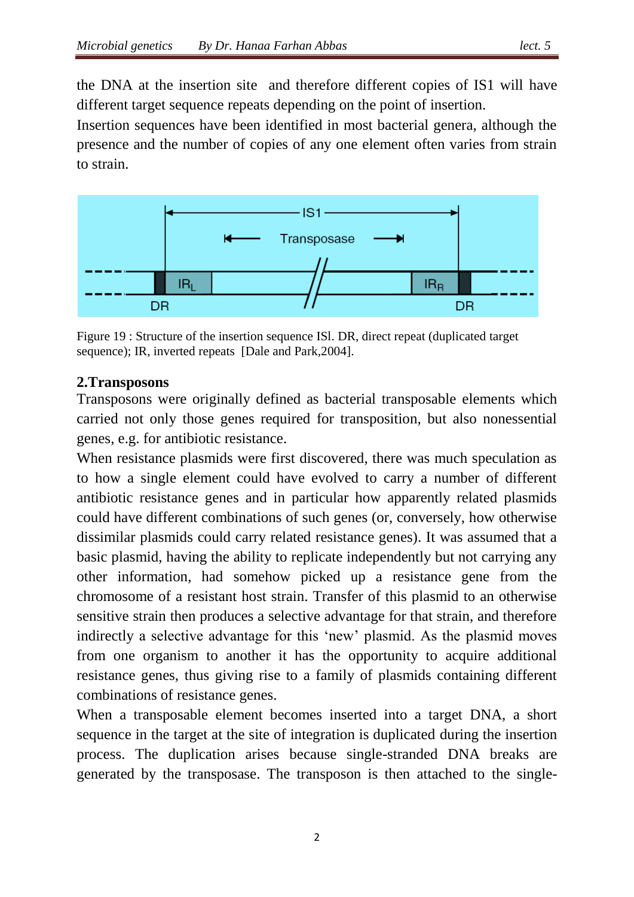the DNA at the insertion site and therefore different copies of IS1 will have different target sequence repeats depending on the point of insertion.

Insertion sequences have been identified in most bacterial genera, although the presence and the number of copies of any one element often varies from strain to strain.

Figure 19 : Structure of the insertion sequence ISl. DR, direct repeat (duplicated target sequence); IR, inverted repeats [Dale and Park,2004].

## 2.Transposons

Transposons were originally defined as bacterial transposable elements which carried not only those genes required for transposition, but also nonessential genes, e.g. for antibiotic resistance.

When resistance plasmids were first discovered, there was much speculation as to how a single element could have evolved to carry a number of different antibiotic resistance genes and in particular how apparently related plasmids could have different combinations of such genes (or, conversely, how otherwise dissimilar plasmids could carry related resistance genes). It was assumed that a basic plasmid, having the ability to replicate independently but not carrying any other information, had somehow picked up a resistance gene from the chromosome of a resistant host strain. Transfer of this plasmid to an otherwise sensitive strain then produces a selective advantage for that strain, and therefore indirectly a selective advantage for this 'new' plasmid. As the plasmid moves from one organism to another it has the opportunity to acquire additional resistance genes, thus giving rise to a family of plasmids containing different combinations of resistance genes.

When a transposable element becomes inserted into a target DNA, a short sequence in the target at the site of integration is duplicated during the insertion process. The duplication arises because single-stranded DNA breaks are generated by the transposase. The transposon is then attached to the single-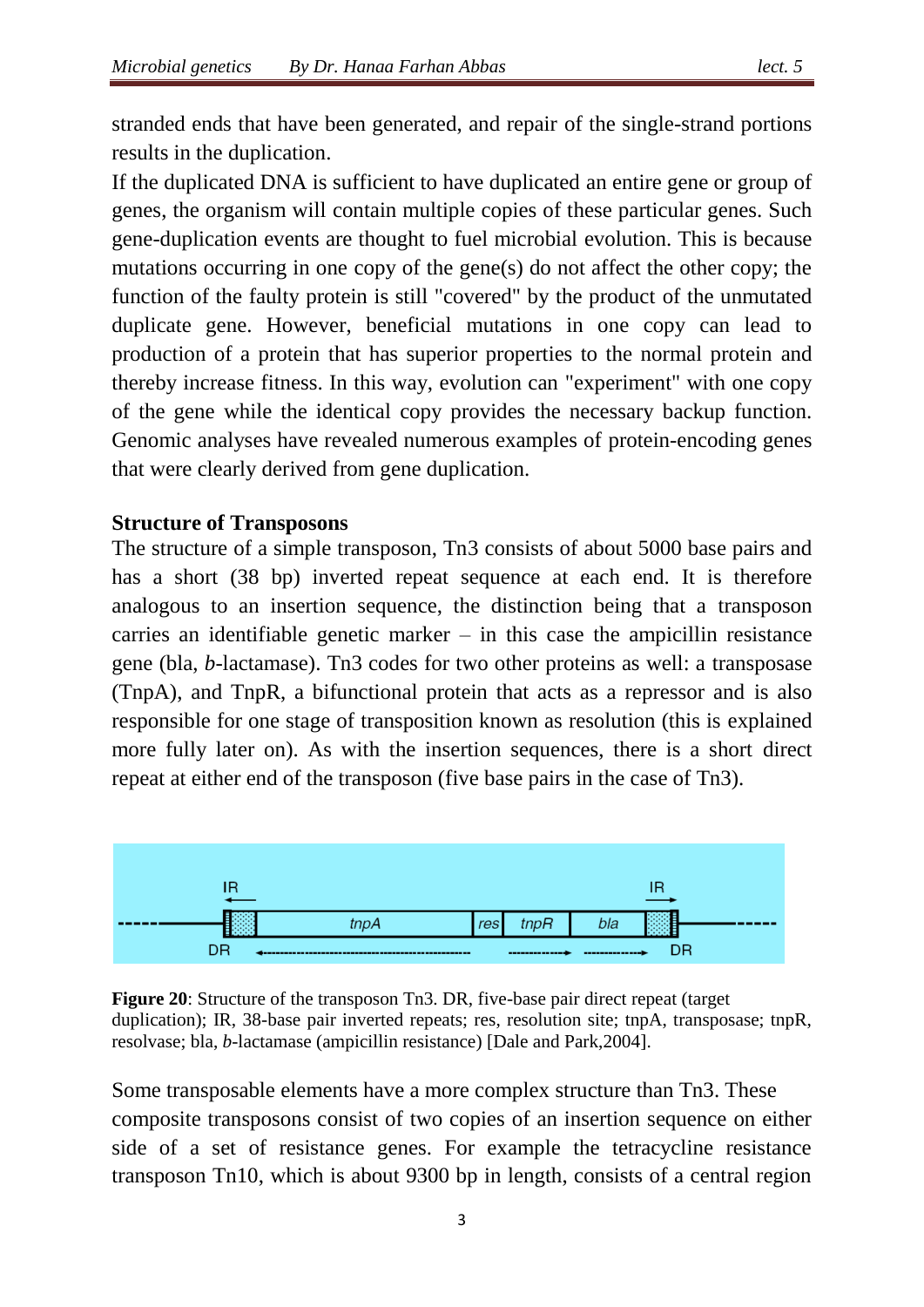stranded ends that have been generated, and repair of the single-strand portions results in the duplication.

If the duplicated DNA is sufficient to have duplicated an entire gene or group of genes, the organism will contain multiple copies of these particular genes. Such gene-duplication events are thought to fuel microbial evolution. This is because mutations occurring in one copy of the gene(s) do not affect the other copy; the function of the faulty protein is still "covered" by the product of the unmutated duplicate gene. However, beneficial mutations in one copy can lead to production of a protein that has superior properties to the normal protein and thereby increase fitness. In this way, evolution can "experiment" with one copy of the gene while the identical copy provides the necessary backup function. Genomic analyses have revealed numerous examples of protein-encoding genes that were clearly derived from gene duplication.

**Structure of Transposons**

The structure of a simple transposon, Tn3 consists of about 5000 base pairs and has a short (38 bp) inverted repeat sequence at each end. It is therefore analogous to an insertion sequence, the distinction being that a transposon carries an identifiable genetic marker – in this case the ampicillin resistance gene (bla, *b*-lactamase). Tn3 codes for two other proteins as well: a transposase (TnpA), and TnpR, a bifunctional protein that acts as a repressor and is also responsible for one stage of transposition known as resolution (this is explained more fully later on). As with the insertion sequences, there is a short direct repeat at either end of the transposon (five base pairs in the case of Tn3).

**Figure 20**: Structure of the transposon Tn3. DR, five-base pair direct repeat (target duplication); IR, 38-base pair inverted repeats; res, resolution site; tnpA, transposase; tnpR, resolvase; bla, *b*-lactamase (ampicillin resistance) [Dale and Park,2004].

Some transposable elements have a more complex structure than Tn3. These composite transposons consist of two copies of an insertion sequence on either side of a set of resistance genes. For example the tetracycline resistance transposon Tn10, which is about 9300 bp in length, consists of a central region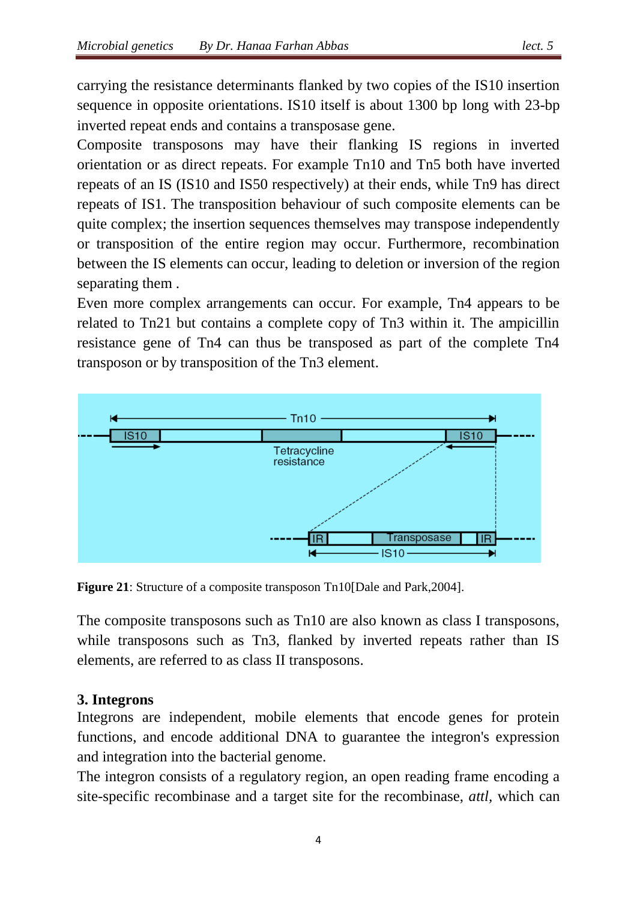carrying the resistance determinants flanked by two copies of the IS10 insertion sequence in opposite orientations. IS10 itself is about 1300 bp long with 23-bp inverted repeat ends and contains a transposase gene.

Composite transposons may have their flanking IS regions in inverted orientation or as direct repeats. For example Tn10 and Tn5 both have inverted repeats of an IS (IS10 and IS50 respectively) at their ends, while Tn9 has direct repeats of IS1. The transposition behaviour of such composite elements can be quite complex; the insertion sequences themselves may transpose independently or transposition of the entire region may occur. Furthermore, recombination between the IS elements can occur, leading to deletion or inversion of the region separating them .

Even more complex arrangements can occur. For example, Tn4 appears to be related to Tn21 but contains a complete copy of Tn3 within it. The ampicillin resistance gene of Tn4 can thus be transposed as part of the complete Tn4 transposon or by transposition of the Tn3 element.

**Figure 21**: Structure of a composite transposon Tn10[Dale and Park,2004].

The composite transposons such as Tn10 are also known as class I transposons, while transposons such as Tn3, flanked by inverted repeats rather than IS elements, are referred to as class II transposons.

## 3. Integrons

Integrons are independent, mobile elements that encode genes for protein functions, and encode additional DNA to guarantee the integron's expression and integration into the bacterial genome.

The integron consists of a regulatory region, an open reading frame encoding a site-specific recombinase and a target site for the recombinase, *attI*, which can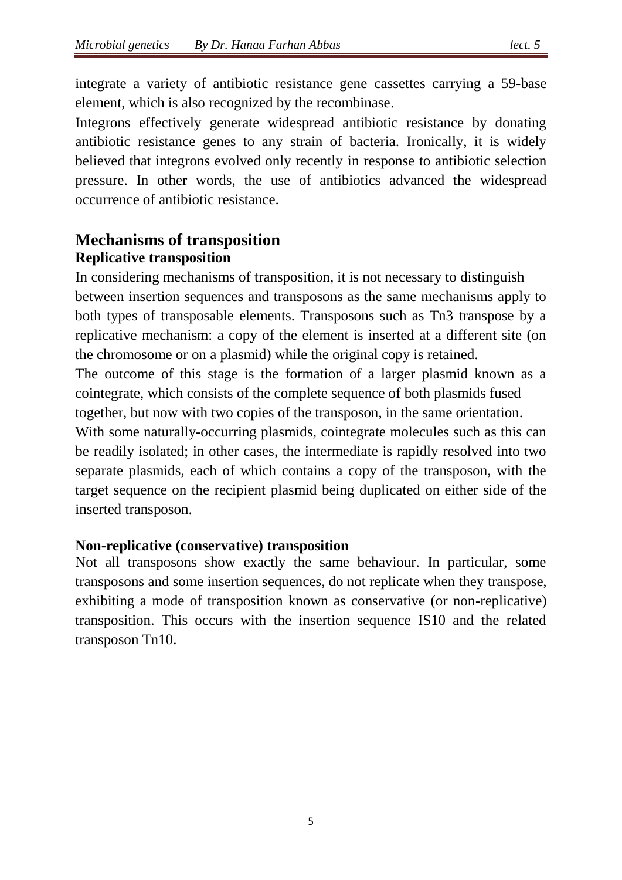integrate a variety of antibiotic resistance gene cassettes carrying a 59-base element, which is also recognized by the recombinase.

Integrons effectively generate widespread antibiotic resistance by donating antibiotic resistance genes to any strain of bacteria. Ironically, it is widely believed that integrons evolved only recently in response to antibiotic selection pressure. In other words, the use of antibiotics advanced the widespread occurrence of antibiotic resistance.

## Mechanisms of transposition

### Replicative transposition

In considering mechanisms of transposition, it is not necessary to distinguish between insertion sequences and transposons as the same mechanisms apply to both types of transposable elements. Transposons such as Tn3 transpose by a replicative mechanism: a copy of the element is inserted at a different site (on the chromosome or on a plasmid) while the original copy is retained.

The outcome of this stage is the formation of a larger plasmid known as a cointegrate, which consists of the complete sequence of both plasmids fused together, but now with two copies of the transposon, in the same orientation.

With some naturally-occurring plasmids, cointegrate molecules such as this can be readily isolated; in other cases, the intermediate is rapidly resolved into two separate plasmids, each of which contains a copy of the transposon, with the target sequence on the recipient plasmid being duplicated on either side of the inserted transposon.

### Non-replicative (conservative) transposition

Not all transposons show exactly the same behaviour. In particular, some transposons and some insertion sequences, do not replicate when they transpose, exhibiting a mode of transposition known as conservative (or non-replicative) transposition. This occurs with the insertion sequence IS10 and the related transposon Tn10.